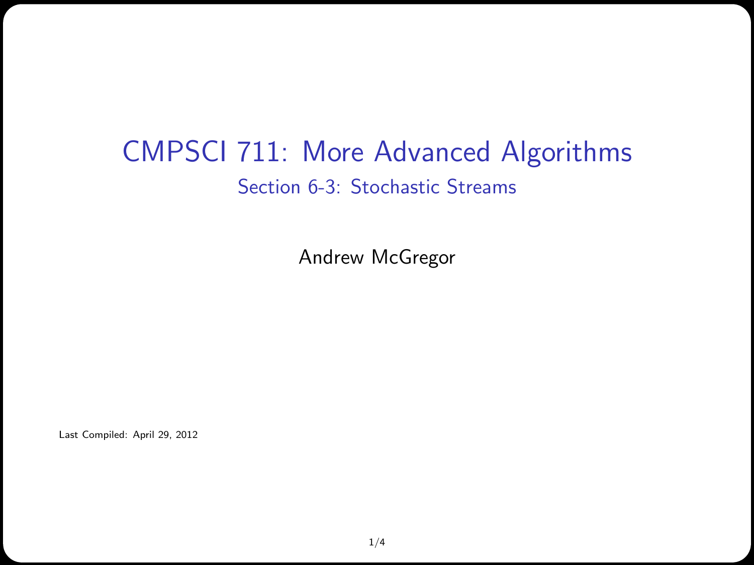# CMPSCI 711: More Advanced Algorithms

## Section 6-3: Stochastic Streams

Andrew McGregor

Last Compiled: April 29, 2012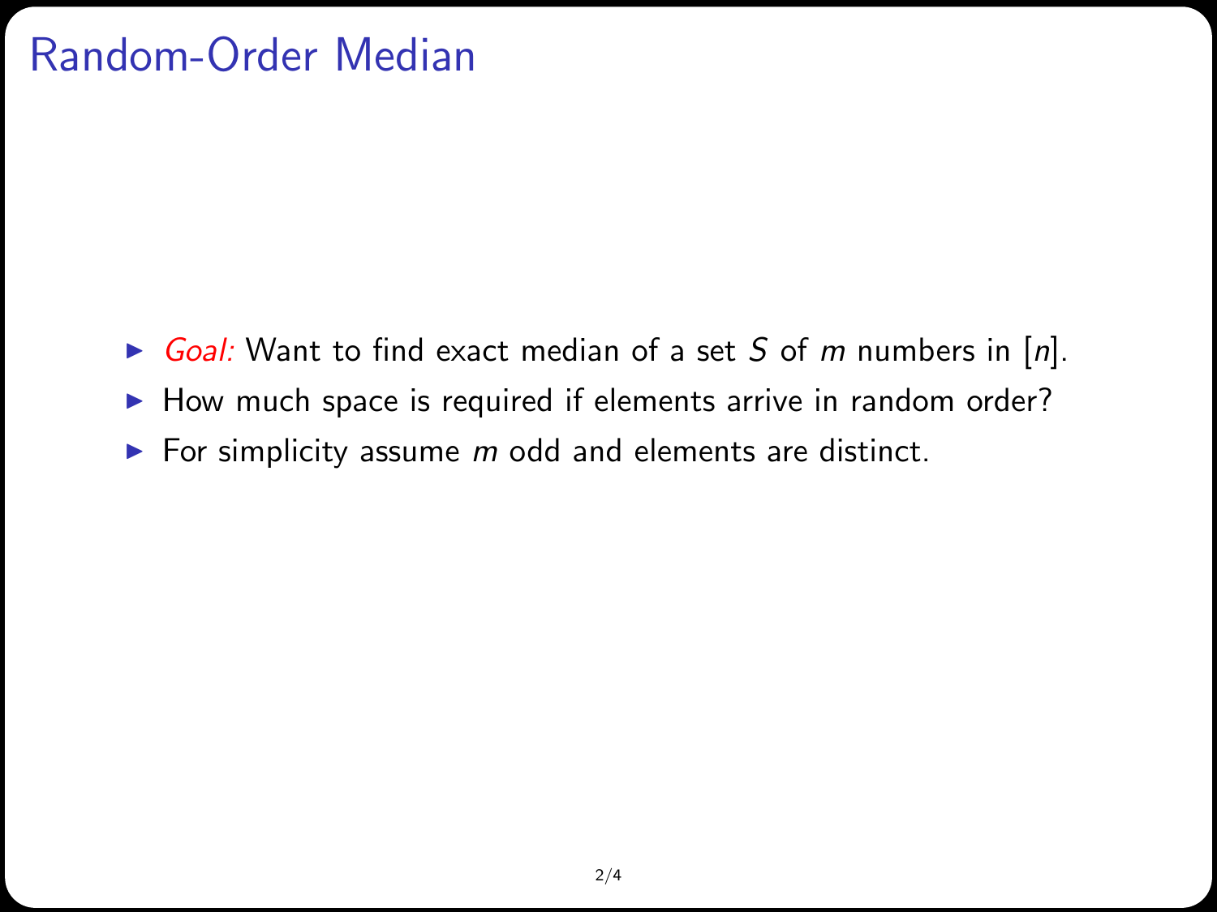# Random-Order Median

- *Goal:* Want to find exact median of a set $S$ of $m$ numbers in $[n]$.
- How much space is required if elements arrive in random order?
- For simplicity assume $m$ odd and elements are distinct.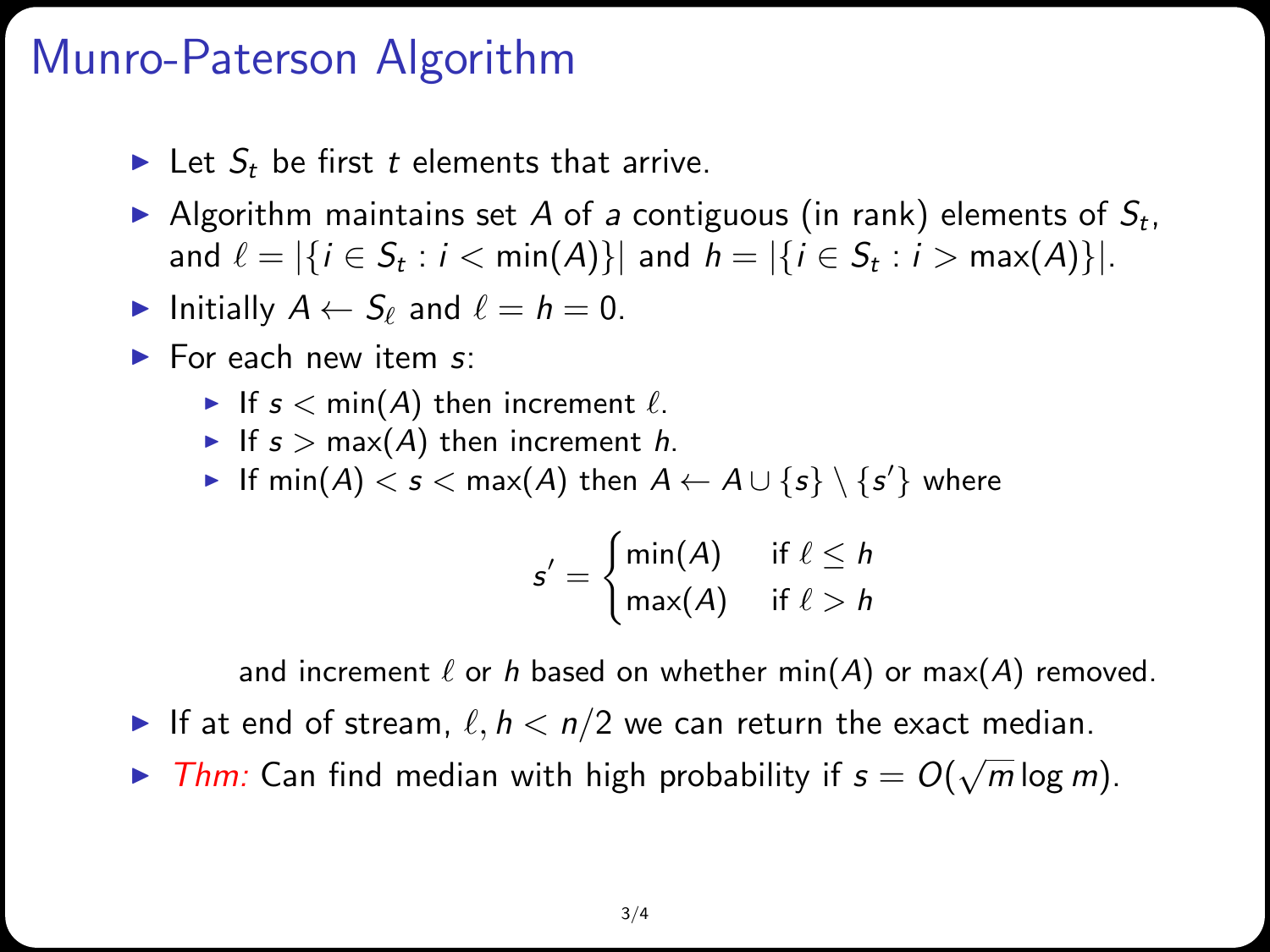# Munro-Paterson Algorithm

- Let $S_t$ be first $t$ elements that arrive.
- Algorithm maintains set $A$ of $a$ contiguous (in rank) elements of $S_t$, and $\ell = |\{i \in S_t : i < \min(A)\}|$ and $h = |\{i \in S_t : i > \max(A)\}|$.
- Initially $A \leftarrow S_\ell$ and $\ell = h = 0$.
- For each new item $s$:
  - If $s < \min(A)$ then increment $\ell$.
  - If $s > \max(A)$ then increment $h$.
  - If $\min(A) < s < \max(A)$ then $A \leftarrow A \cup \{s\} \setminus \{s'\}$ where

$$s' = \begin{cases} \min(A) & \text{if } \ell \leq h \\ \max(A) & \text{if } \ell > h \end{cases}$$

    and increment $\ell$ or $h$ based on whether $\min(A)$ or $\max(A)$ removed.
- If at end of stream, $\ell, h < n/2$ we can return the exact median.
- *Thm:* Can find median with high probability if $s = O(\sqrt{m} \log m)$.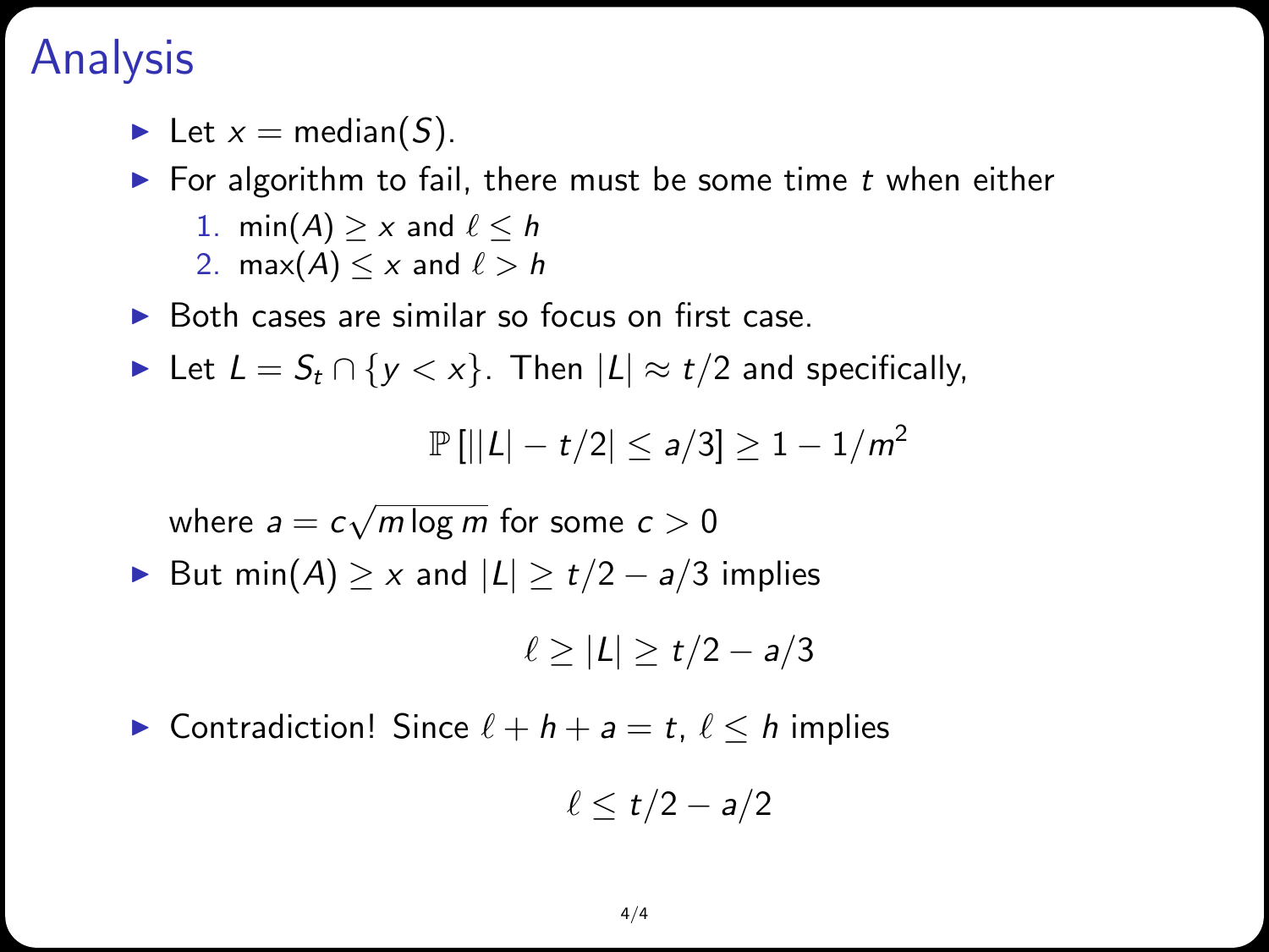# Analysis

- Let $x = \text{median}(S)$.
- For algorithm to fail, there must be some time $t$ when either
  1. $\min(A) \geq x$ and $\ell \leq h$
  2. $\max(A) \leq x$ and $\ell > h$
- Both cases are similar so focus on first case.
- Let $L = S_t \cap \{y < x\}$. Then $|L| \approx t/2$ and specifically,

$$\mathbb{P}\left[||L| - t/2| \leq a/3\right] \geq 1 - 1/m^2$$

  where $a = c\sqrt{m \log m}$ for some $c > 0$
- But $\min(A) \geq x$ and $|L| \geq t/2 - a/3$ implies

$$\ell \geq |L| \geq t/2 - a/3$$

- Contradiction! Since $\ell + h + a = t$, $\ell \leq h$ implies

$$\ell \leq t/2 - a/2$$